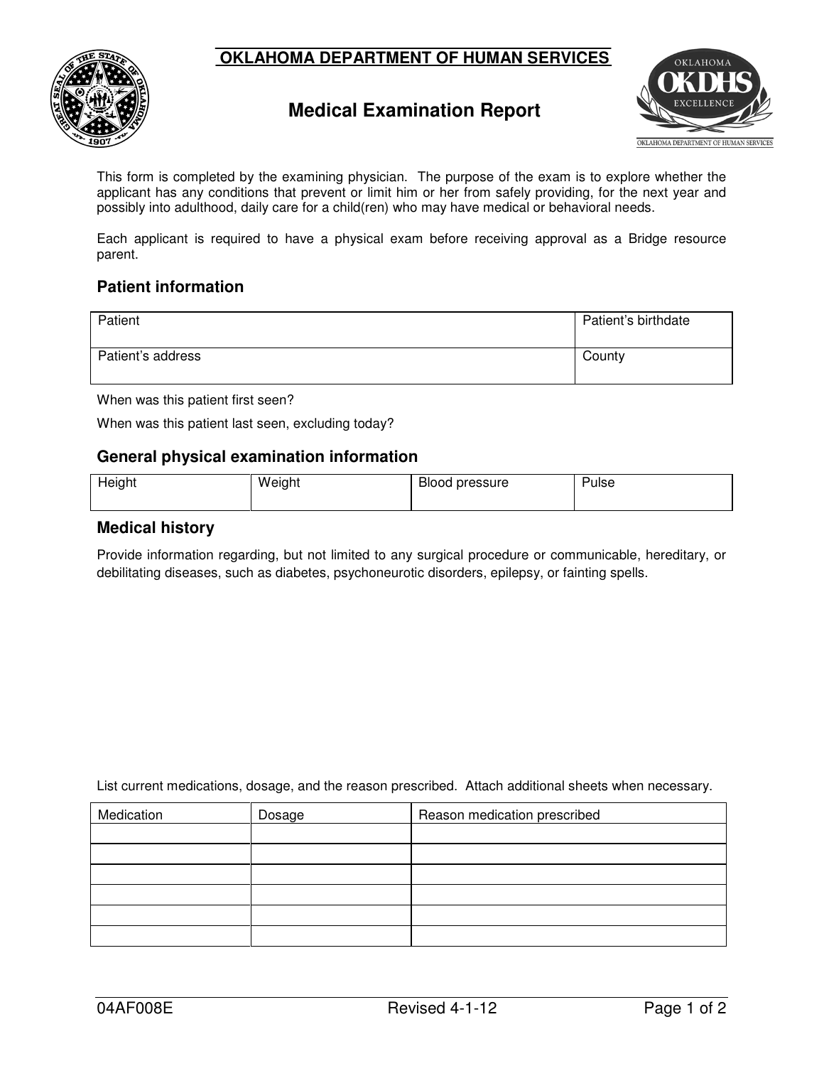**OKLAHOMA DEPARTMENT OF HUMAN SERVICES**

# Medical Examination Report

This form is completed by the examining physician. The purpose of the exam is to explore whether the applicant has any conditions that prevent or limit him or her from safely providing, for the next year and possibly into adulthood, daily care for a child(ren) who may have medical or behavioral needs.

Each applicant is required to have a physical exam before receiving approval as a Bridge resource parent.

## Patient information

| Patient | Patient's birthdate |
|---|---|
| Patient's address | County |

When was this patient first seen?

When was this patient last seen, excluding today?

## General physical examination information

| Height | Weight | Blood pressure | Pulse |
|---|---|---|---|
| | | | |

## Medical history

Provide information regarding, but not limited to any surgical procedure or communicable, hereditary, or debilitating diseases, such as diabetes, psychoneurotic disorders, epilepsy, or fainting spells.

List current medications, dosage, and the reason prescribed. Attach additional sheets when necessary.

| Medication | Dosage | Reason medication prescribed |
|---|---|---|
| | | |
| | | |
| | | |
| | | |
| | | |
| | | |

04AF008E Revised 4-1-12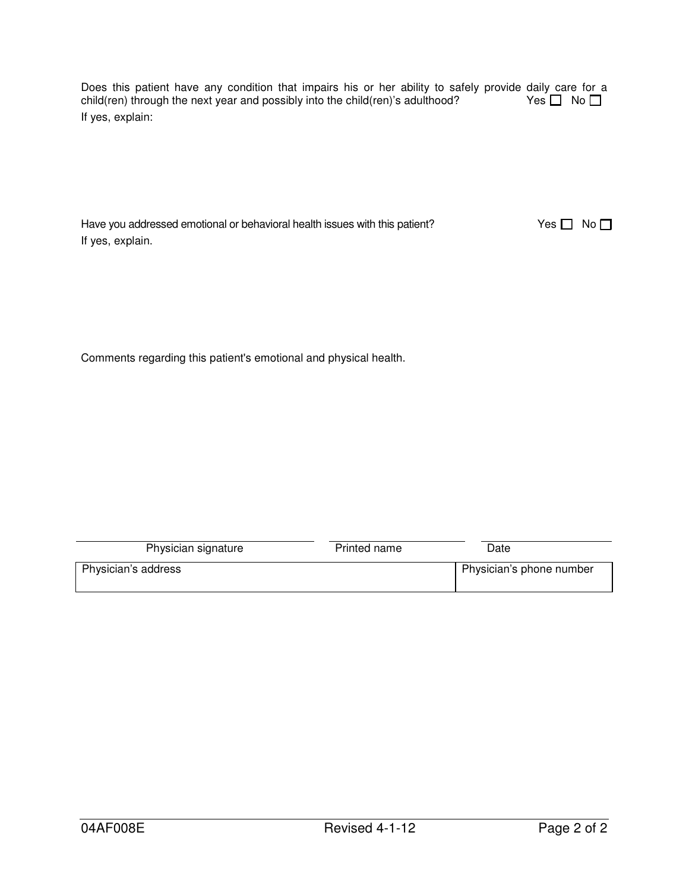Does this patient have any condition that impairs his or her ability to safely provide daily care for a child(ren) through the next year and possibly into the child(ren)'s adulthood? Yes ☐ No ☐

If yes, explain:

Have you addressed emotional or behavioral health issues with this patient? Yes ☐ No ☐

If yes, explain.

Comments regarding this patient's emotional and physical health.

| Physician signature | Printed name | Date |
|---|---|---|
| | | |

| Physician's address | Physician's phone number |
|---|---|
| | |

04AF008E Revised 4-1-12